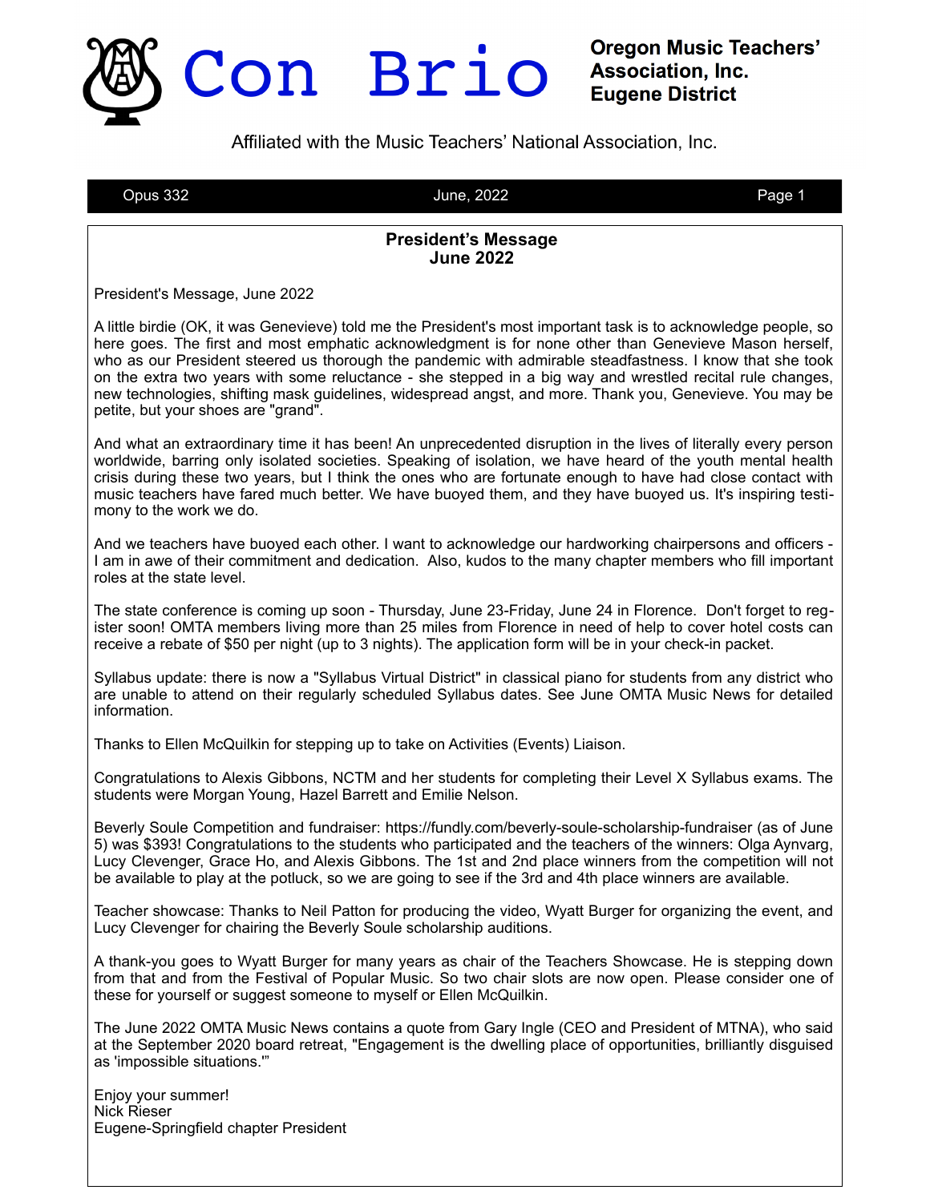# Con Brio

**Oregon Music Teachers' Association, Inc.**
**Eugene District**

Affiliated with the Music Teachers' National Association, Inc.

Opus 332 | June, 2022

## President's Message
## June 2022

President's Message, June 2022

A little birdie (OK, it was Genevieve) told me the President's most important task is to acknowledge people, so here goes. The first and most emphatic acknowledgment is for none other than Genevieve Mason herself, who as our President steered us thorough the pandemic with admirable steadfastness. I know that she took on the extra two years with some reluctance - she stepped in a big way and wrestled recital rule changes, new technologies, shifting mask guidelines, widespread angst, and more. Thank you, Genevieve. You may be petite, but your shoes are "grand".

And what an extraordinary time it has been! An unprecedented disruption in the lives of literally every person worldwide, barring only isolated societies. Speaking of isolation, we have heard of the youth mental health crisis during these two years, but I think the ones who are fortunate enough to have had close contact with music teachers have fared much better. We have buoyed them, and they have buoyed us. It's inspiring testimony to the work we do.

And we teachers have buoyed each other. I want to acknowledge our hardworking chairpersons and officers - I am in awe of their commitment and dedication. Also, kudos to the many chapter members who fill important roles at the state level.

The state conference is coming up soon - Thursday, June 23-Friday, June 24 in Florence. Don't forget to register soon! OMTA members living more than 25 miles from Florence in need of help to cover hotel costs can receive a rebate of $50 per night (up to 3 nights). The application form will be in your check-in packet.

Syllabus update: there is now a "Syllabus Virtual District" in classical piano for students from any district who are unable to attend on their regularly scheduled Syllabus dates. See June OMTA Music News for detailed information.

Thanks to Ellen McQuilkin for stepping up to take on Activities (Events) Liaison.

Congratulations to Alexis Gibbons, NCTM and her students for completing their Level X Syllabus exams. The students were Morgan Young, Hazel Barrett and Emilie Nelson.

Beverly Soule Competition and fundraiser: https://fundly.com/beverly-soule-scholarship-fundraiser (as of June 5) was $393! Congratulations to the students who participated and the teachers of the winners: Olga Aynvarg, Lucy Clevenger, Grace Ho, and Alexis Gibbons. The 1st and 2nd place winners from the competition will not be available to play at the potluck, so we are going to see if the 3rd and 4th place winners are available.

Teacher showcase: Thanks to Neil Patton for producing the video, Wyatt Burger for organizing the event, and Lucy Clevenger for chairing the Beverly Soule scholarship auditions.

A thank-you goes to Wyatt Burger for many years as chair of the Teachers Showcase. He is stepping down from that and from the Festival of Popular Music. So two chair slots are now open. Please consider one of these for yourself or suggest someone to myself or Ellen McQuilkin.

The June 2022 OMTA Music News contains a quote from Gary Ingle (CEO and President of MTNA), who said at the September 2020 board retreat, "Engagement is the dwelling place of opportunities, brilliantly disguised as 'impossible situations.'"

Enjoy your summer!
Nick Rieser
Eugene-Springfield chapter President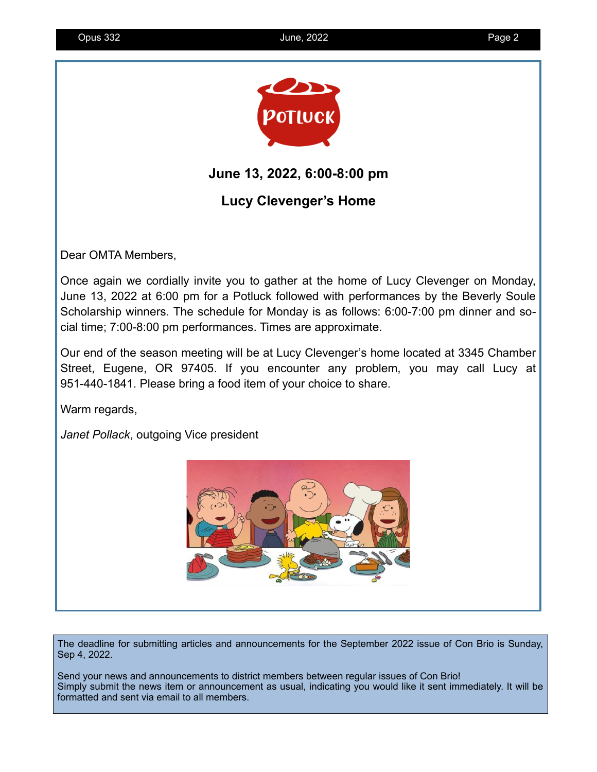POTLUCK

**June 13, 2022, 6:00-8:00 pm**

**Lucy Clevenger's Home**

Dear OMTA Members,

Once again we cordially invite you to gather at the home of Lucy Clevenger on Monday, June 13, 2022 at 6:00 pm for a Potluck followed with performances by the Beverly Soule Scholarship winners. The schedule for Monday is as follows: 6:00-7:00 pm dinner and social time; 7:00-8:00 pm performances. Times are approximate.

Our end of the season meeting will be at Lucy Clevenger's home located at 3345 Chamber Street, Eugene, OR 97405. If you encounter any problem, you may call Lucy at 951-440-1841. Please bring a food item of your choice to share.

Warm regards,

*Janet Pollack*, outgoing Vice president

---

The deadline for submitting articles and announcements for the September 2022 issue of Con Brio is Sunday, Sep 4, 2022.

Send your news and announcements to district members between regular issues of Con Brio!
Simply submit the news item or announcement as usual, indicating you would like it sent immediately. It will be formatted and sent via email to all members.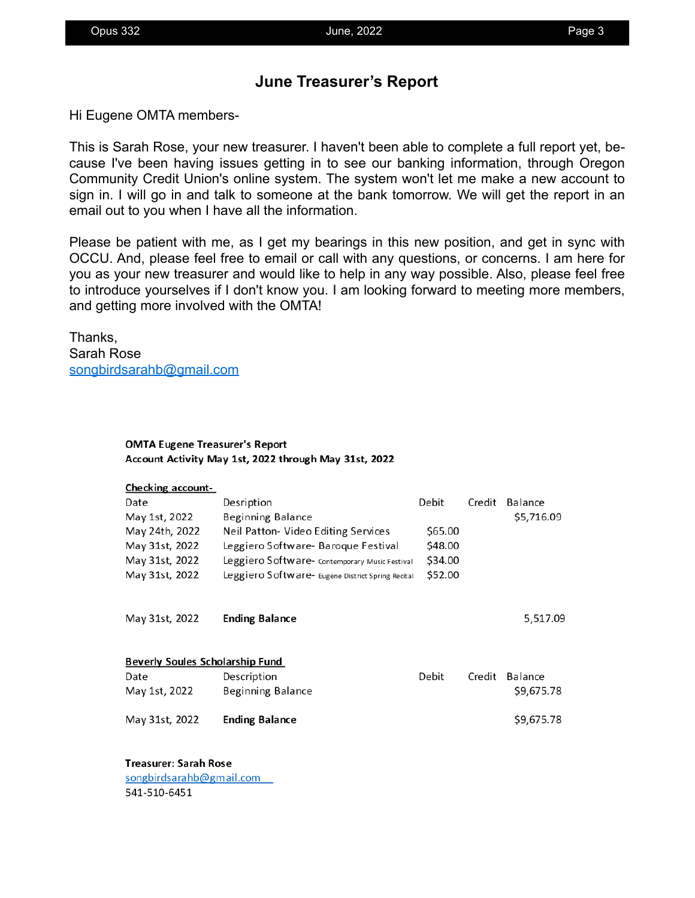# June Treasurer's Report

Hi Eugene OMTA members-

This is Sarah Rose, your new treasurer. I haven't been able to complete a full report yet, because I've been having issues getting in to see our banking information, through Oregon Community Credit Union's online system. The system won't let me make a new account to sign in. I will go in and talk to someone at the bank tomorrow. We will get the report in an email out to you when I have all the information.

Please be patient with me, as I get my bearings in this new position, and get in sync with OCCU. And, please feel free to email or call with any questions, or concerns. I am here for you as your new treasurer and would like to help in any way possible. Also, please feel free to introduce yourselves if I don't know you. I am looking forward to meeting more members, and getting more involved with the OMTA!

Thanks,
Sarah Rose
songbirdsarahb@gmail.com

**OMTA Eugene Treasurer's Report**
**Account Activity May 1st, 2022 through May 31st, 2022**

**Checking account-**

| Date | Desription | Debit | Credit | Balance |
|---|---|---|---|---|
| May 1st, 2022 | Beginning Balance | | | $5,716.09 |
| May 24th, 2022 | Neil Patton- Video Editing Services | $65.00 | | |
| May 31st, 2022 | Leggiero Software- Baroque Festival | $48.00 | | |
| May 31st, 2022 | Leggiero Software- Contemporary Music Festival | $34.00 | | |
| May 31st, 2022 | Leggiero Software- Eugene District Spring Recital | $52.00 | | |
| May 31st, 2022 | **Ending Balance** | | | 5,517.09 |

**Beverly Soules Scholarship Fund**

| Date | Description | Debit | Credit | Balance |
|---|---|---|---|---|
| May 1st, 2022 | Beginning Balance | | | $9,675.78 |
| May 31st, 2022 | **Ending Balance** | | | $9,675.78 |

**Treasurer: Sarah Rose**
songbirdsarahb@gmail.com
541-510-6451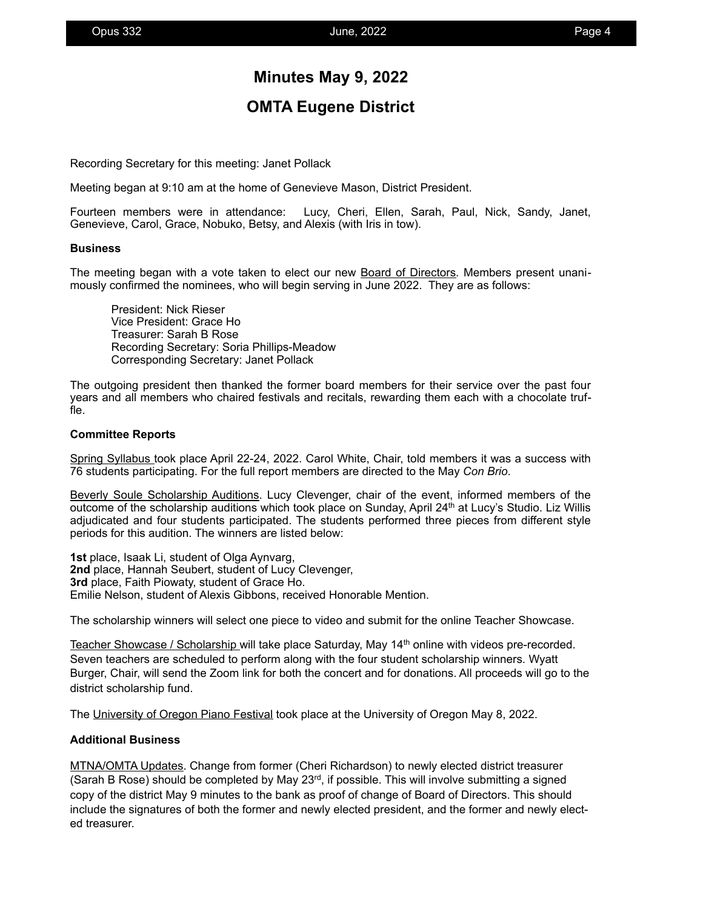# Minutes May 9, 2022

# OMTA Eugene District

Recording Secretary for this meeting: Janet Pollack

Meeting began at 9:10 am at the home of Genevieve Mason, District President.

Fourteen members were in attendance: Lucy, Cheri, Ellen, Sarah, Paul, Nick, Sandy, Janet, Genevieve, Carol, Grace, Nobuko, Betsy, and Alexis (with Iris in tow).

**Business**

The meeting began with a vote taken to elect our new Board of Directors. Members present unanimously confirmed the nominees, who will begin serving in June 2022. They are as follows:

> President: Nick Rieser
> Vice President: Grace Ho
> Treasurer: Sarah B Rose
> Recording Secretary: Soria Phillips-Meadow
> Corresponding Secretary: Janet Pollack

The outgoing president then thanked the former board members for their service over the past four years and all members who chaired festivals and recitals, rewarding them each with a chocolate truffle.

**Committee Reports**

Spring Syllabus took place April 22-24, 2022. Carol White, Chair, told members it was a success with 76 students participating. For the full report members are directed to the May *Con Brio*.

Beverly Soule Scholarship Auditions. Lucy Clevenger, chair of the event, informed members of the outcome of the scholarship auditions which took place on Sunday, April 24th at Lucy's Studio. Liz Willis adjudicated and four students participated. The students performed three pieces from different style periods for this audition. The winners are listed below:

**1st** place, Isaak Li, student of Olga Aynvarg,
**2nd** place, Hannah Seubert, student of Lucy Clevenger,
**3rd** place, Faith Piowaty, student of Grace Ho.
Emilie Nelson, student of Alexis Gibbons, received Honorable Mention.

The scholarship winners will select one piece to video and submit for the online Teacher Showcase.

Teacher Showcase / Scholarship will take place Saturday, May 14th online with videos pre-recorded. Seven teachers are scheduled to perform along with the four student scholarship winners. Wyatt Burger, Chair, will send the Zoom link for both the concert and for donations. All proceeds will go to the district scholarship fund.

The University of Oregon Piano Festival took place at the University of Oregon May 8, 2022.

**Additional Business**

MTNA/OMTA Updates. Change from former (Cheri Richardson) to newly elected district treasurer (Sarah B Rose) should be completed by May 23rd, if possible. This will involve submitting a signed copy of the district May 9 minutes to the bank as proof of change of Board of Directors. This should include the signatures of both the former and newly elected president, and the former and newly elected treasurer.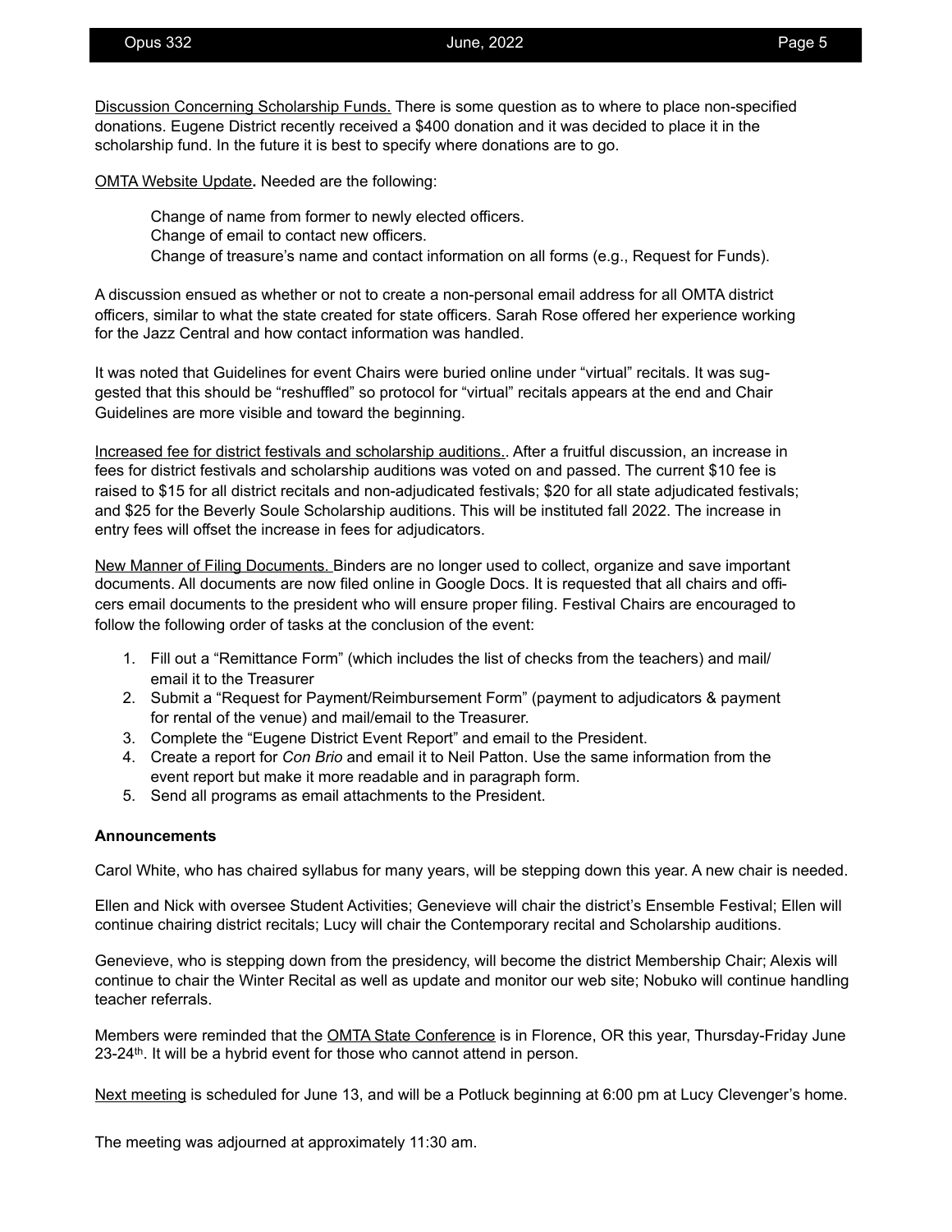Discussion Concerning Scholarship Funds. There is some question as to where to place non-specified donations. Eugene District recently received a $400 donation and it was decided to place it in the scholarship fund. In the future it is best to specify where donations are to go.

OMTA Website Update**.** Needed are the following:

Change of name from former to newly elected officers.
Change of email to contact new officers.
Change of treasure's name and contact information on all forms (e.g., Request for Funds).

A discussion ensued as whether or not to create a non-personal email address for all OMTA district officers, similar to what the state created for state officers. Sarah Rose offered her experience working for the Jazz Central and how contact information was handled.

It was noted that Guidelines for event Chairs were buried online under "virtual" recitals. It was suggested that this should be "reshuffled" so protocol for "virtual" recitals appears at the end and Chair Guidelines are more visible and toward the beginning.

Increased fee for district festivals and scholarship auditions.. After a fruitful discussion, an increase in fees for district festivals and scholarship auditions was voted on and passed. The current $10 fee is raised to $15 for all district recitals and non-adjudicated festivals; $20 for all state adjudicated festivals; and $25 for the Beverly Soule Scholarship auditions. This will be instituted fall 2022. The increase in entry fees will offset the increase in fees for adjudicators.

New Manner of Filing Documents. Binders are no longer used to collect, organize and save important documents. All documents are now filed online in Google Docs. It is requested that all chairs and officers email documents to the president who will ensure proper filing. Festival Chairs are encouraged to follow the following order of tasks at the conclusion of the event:

1. Fill out a "Remittance Form" (which includes the list of checks from the teachers) and mail/email it to the Treasurer
2. Submit a "Request for Payment/Reimbursement Form" (payment to adjudicators & payment for rental of the venue) and mail/email to the Treasurer.
3. Complete the "Eugene District Event Report" and email to the President.
4. Create a report for *Con Brio* and email it to Neil Patton. Use the same information from the event report but make it more readable and in paragraph form.
5. Send all programs as email attachments to the President.

**Announcements**

Carol White, who has chaired syllabus for many years, will be stepping down this year. A new chair is needed.

Ellen and Nick with oversee Student Activities; Genevieve will chair the district's Ensemble Festival; Ellen will continue chairing district recitals; Lucy will chair the Contemporary recital and Scholarship auditions.

Genevieve, who is stepping down from the presidency, will become the district Membership Chair; Alexis will continue to chair the Winter Recital as well as update and monitor our web site; Nobuko will continue handling teacher referrals.

Members were reminded that the OMTA State Conference is in Florence, OR this year, Thursday-Friday June 23-24th. It will be a hybrid event for those who cannot attend in person.

Next meeting is scheduled for June 13, and will be a Potluck beginning at 6:00 pm at Lucy Clevenger's home.

The meeting was adjourned at approximately 11:30 am.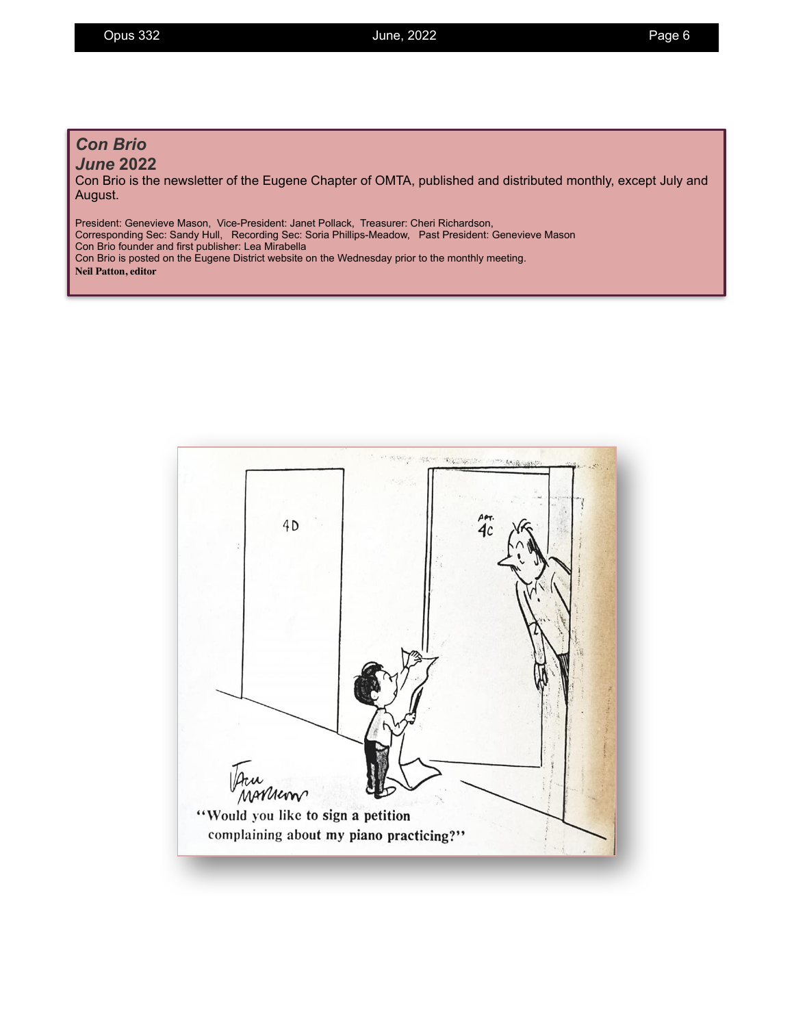***Con Brio***
***June* 2022**

Con Brio is the newsletter of the Eugene Chapter of OMTA, published and distributed monthly, except July and August.

President: Genevieve Mason, Vice-President: Janet Pollack, Treasurer: Cheri Richardson,
Corresponding Sec: Sandy Hull, Recording Sec: Soria Phillips-Meadow, Past President: Genevieve Mason
Con Brio founder and first publisher: Lea Mirabella
Con Brio is posted on the Eugene District website on the Wednesday prior to the monthly meeting.
**Neil Patton, editor**

"Would you like to sign a petition complaining about my piano practicing?"